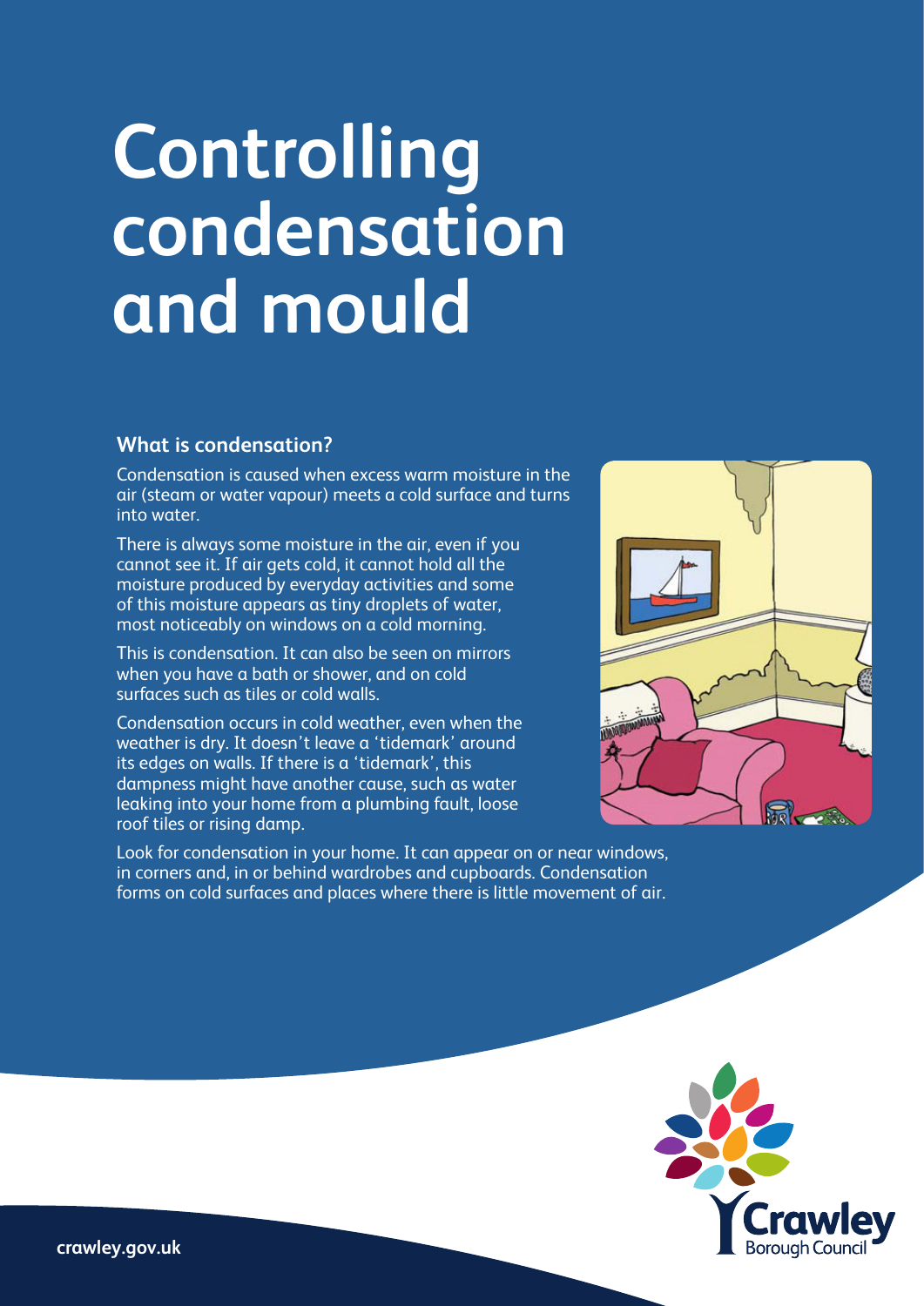# Controlling condensation and mould

### What is condensation?

Condensation is caused when excess warm moisture in the air (steam or water vapour) meets a cold surface and turns into water.

There is always some moisture in the air, even if you cannot see it. If air gets cold, it cannot hold all the moisture produced by everyday activities and some of this moisture appears as tiny droplets of water, most noticeably on windows on a cold morning.

This is condensation. It can also be seen on mirrors when you have a bath or shower, and on cold surfaces such as tiles or cold walls.

Condensation occurs in cold weather, even when the weather is dry. It doesn't leave a 'tidemark' around its edges on walls. If there is a 'tidemark', this dampness might have another cause, such as water leaking into your home from a plumbing fault, loose roof tiles or rising damp.

Look for condensation in your home. It can appear on or near windows, in corners and, in or behind wardrobes and cupboards. Condensation forms on cold surfaces and places where there is little movement of air.

crawley.gov.uk

Crawley Borough Council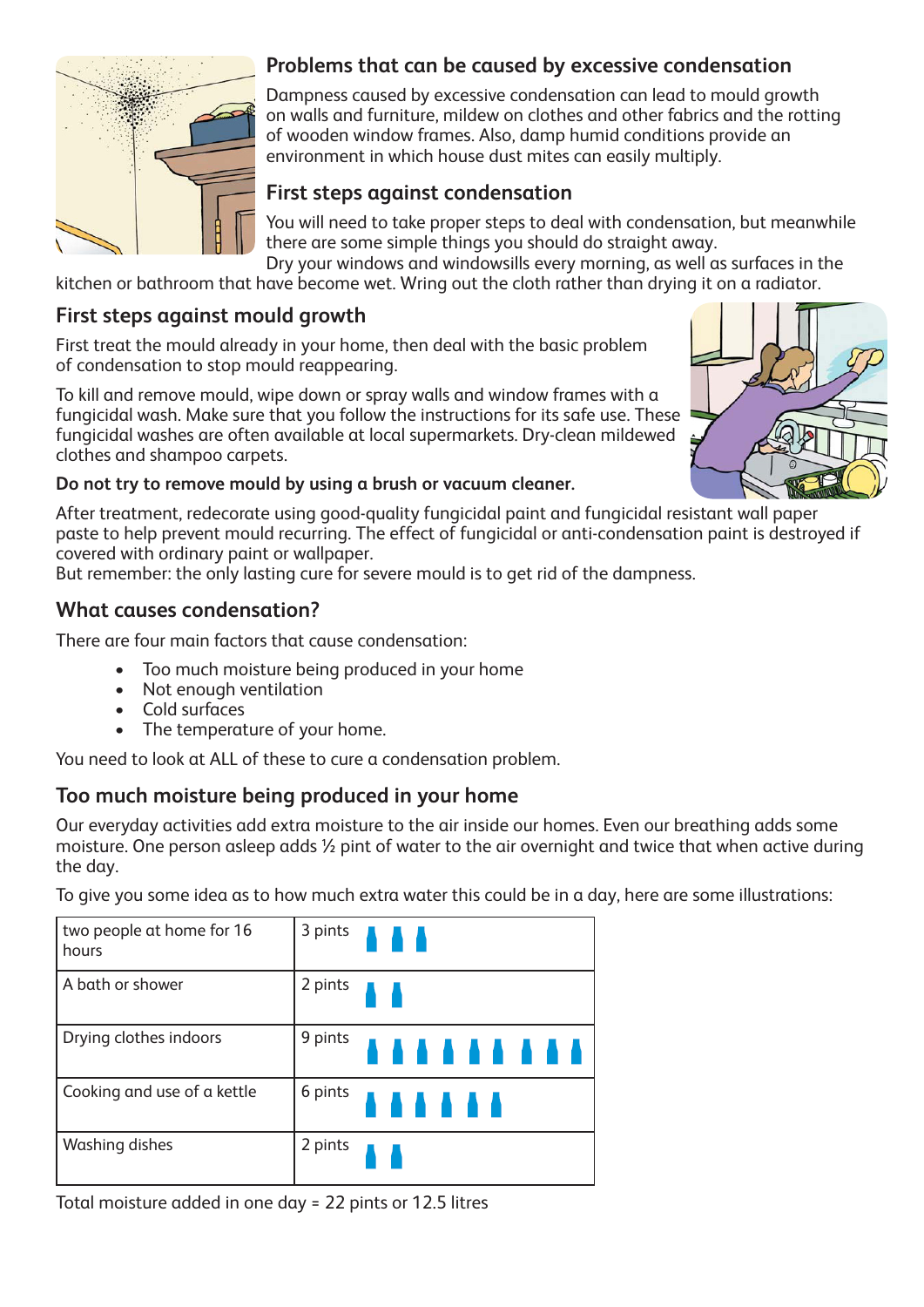## Problems that can be caused by excessive condensation

Dampness caused by excessive condensation can lead to mould growth on walls and furniture, mildew on clothes and other fabrics and the rotting of wooden window frames. Also, damp humid conditions provide an environment in which house dust mites can easily multiply.

## First steps against condensation

You will need to take proper steps to deal with condensation, but meanwhile there are some simple things you should do straight away.
Dry your windows and windowsills every morning, as well as surfaces in the kitchen or bathroom that have become wet. Wring out the cloth rather than drying it on a radiator.

## First steps against mould growth

First treat the mould already in your home, then deal with the basic problem of condensation to stop mould reappearing.

To kill and remove mould, wipe down or spray walls and window frames with a fungicidal wash. Make sure that you follow the instructions for its safe use. These fungicidal washes are often available at local supermarkets. Dry-clean mildewed clothes and shampoo carpets.

**Do not try to remove mould by using a brush or vacuum cleaner.**

After treatment, redecorate using good-quality fungicidal paint and fungicidal resistant wall paper paste to help prevent mould recurring. The effect of fungicidal or anti-condensation paint is destroyed if covered with ordinary paint or wallpaper.
But remember: the only lasting cure for severe mould is to get rid of the dampness.

## What causes condensation?

There are four main factors that cause condensation:

- Too much moisture being produced in your home
- Not enough ventilation
- Cold surfaces
- The temperature of your home.

You need to look at ALL of these to cure a condensation problem.

## Too much moisture being produced in your home

Our everyday activities add extra moisture to the air inside our homes. Even our breathing adds some moisture. One person asleep adds ½ pint of water to the air overnight and twice that when active during the day.

To give you some idea as to how much extra water this could be in a day, here are some illustrations:

| | |
|---|---|
| two people at home for 16 hours | 3 pints |
| A bath or shower | 2 pints |
| Drying clothes indoors | 9 pints |
| Cooking and use of a kettle | 6 pints |
| Washing dishes | 2 pints |

Total moisture added in one day = 22 pints or 12.5 litres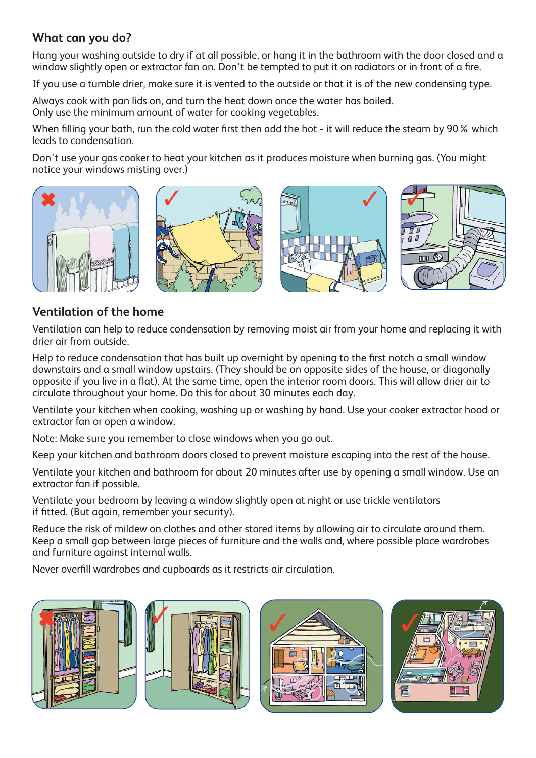## What can you do?

Hang your washing outside to dry if at all possible, or hang it in the bathroom with the door closed and a window slightly open or extractor fan on. Don't be tempted to put it on radiators or in front of a fire.

If you use a tumble drier, make sure it is vented to the outside or that it is of the new condensing type.

Always cook with pan lids on, and turn the heat down once the water has boiled.
Only use the minimum amount of water for cooking vegetables.

When filling your bath, run the cold water first then add the hot - it will reduce the steam by 90 % which leads to condensation.

Don't use your gas cooker to heat your kitchen as it produces moisture when burning gas. (You might notice your windows misting over.)

## Ventilation of the home

Ventilation can help to reduce condensation by removing moist air from your home and replacing it with drier air from outside.

Help to reduce condensation that has built up overnight by opening to the first notch a small window downstairs and a small window upstairs. (They should be on opposite sides of the house, or diagonally opposite if you live in a flat). At the same time, open the interior room doors. This will allow drier air to circulate throughout your home. Do this for about 30 minutes each day.

Ventilate your kitchen when cooking, washing up or washing by hand. Use your cooker extractor hood or extractor fan or open a window.

Note: Make sure you remember to close windows when you go out.

Keep your kitchen and bathroom doors closed to prevent moisture escaping into the rest of the house.

Ventilate your kitchen and bathroom for about 20 minutes after use by opening a small window. Use an extractor fan if possible.

Ventilate your bedroom by leaving a window slightly open at night or use trickle ventilators if fitted. (But again, remember your security).

Reduce the risk of mildew on clothes and other stored items by allowing air to circulate around them. Keep a small gap between large pieces of furniture and the walls and, where possible place wardrobes and furniture against internal walls.

Never overfill wardrobes and cupboards as it restricts air circulation.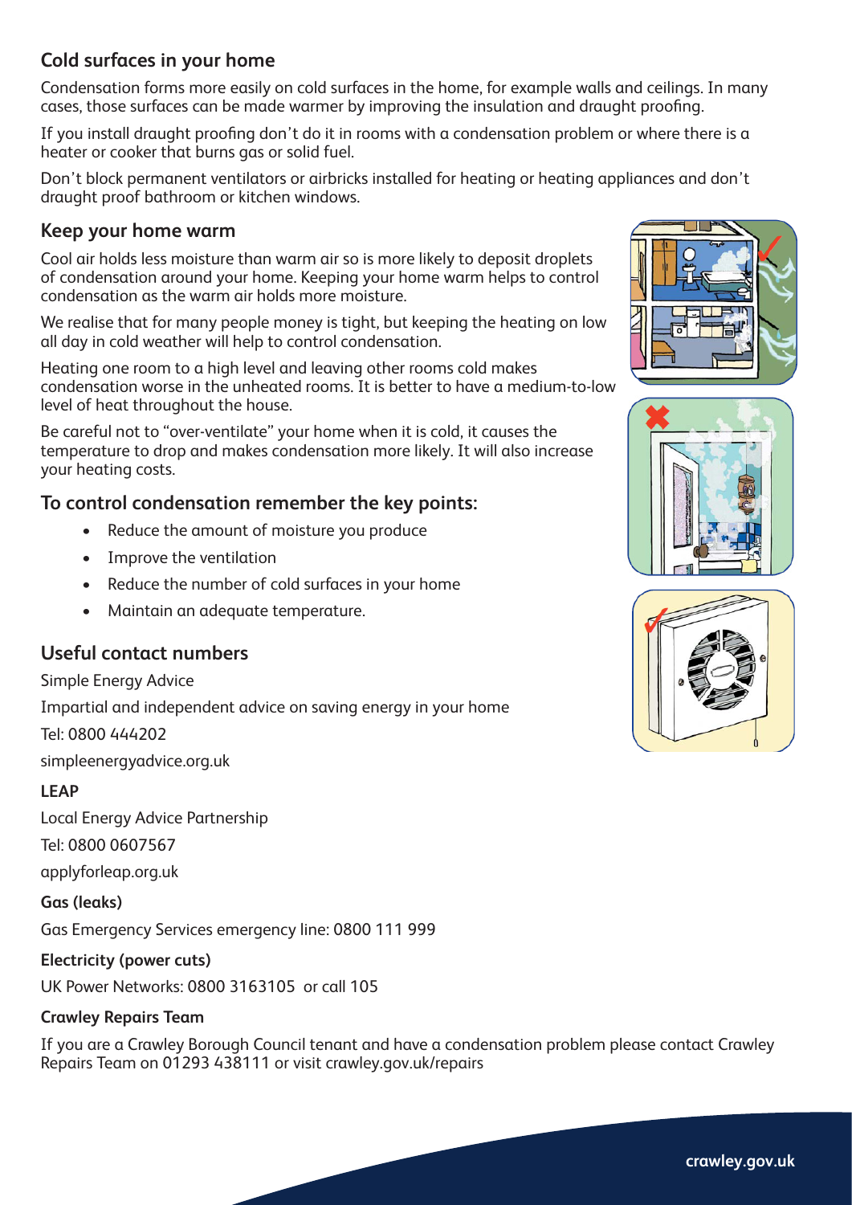## Cold surfaces in your home

Condensation forms more easily on cold surfaces in the home, for example walls and ceilings. In many cases, those surfaces can be made warmer by improving the insulation and draught proofing.

If you install draught proofing don't do it in rooms with a condensation problem or where there is a heater or cooker that burns gas or solid fuel.

Don't block permanent ventilators or airbricks installed for heating or heating appliances and don't draught proof bathroom or kitchen windows.

## Keep your home warm

Cool air holds less moisture than warm air so is more likely to deposit droplets of condensation around your home. Keeping your home warm helps to control condensation as the warm air holds more moisture.

We realise that for many people money is tight, but keeping the heating on low all day in cold weather will help to control condensation.

Heating one room to a high level and leaving other rooms cold makes condensation worse in the unheated rooms. It is better to have a medium-to-low level of heat throughout the house.

Be careful not to "over-ventilate" your home when it is cold, it causes the temperature to drop and makes condensation more likely. It will also increase your heating costs.

## To control condensation remember the key points:

- Reduce the amount of moisture you produce
- Improve the ventilation
- Reduce the number of cold surfaces in your home
- Maintain an adequate temperature.

## Useful contact numbers

Simple Energy Advice

Impartial and independent advice on saving energy in your home

Tel: 0800 444202

simpleenergyadvice.org.uk

**LEAP**

Local Energy Advice Partnership

Tel: 0800 0607567

applyforleap.org.uk

**Gas (leaks)**

Gas Emergency Services emergency line: 0800 111 999

**Electricity (power cuts)**

UK Power Networks: 0800 3163105 or call 105

**Crawley Repairs Team**

If you are a Crawley Borough Council tenant and have a condensation problem please contact Crawley Repairs Team on 01293 438111 or visit crawley.gov.uk/repairs